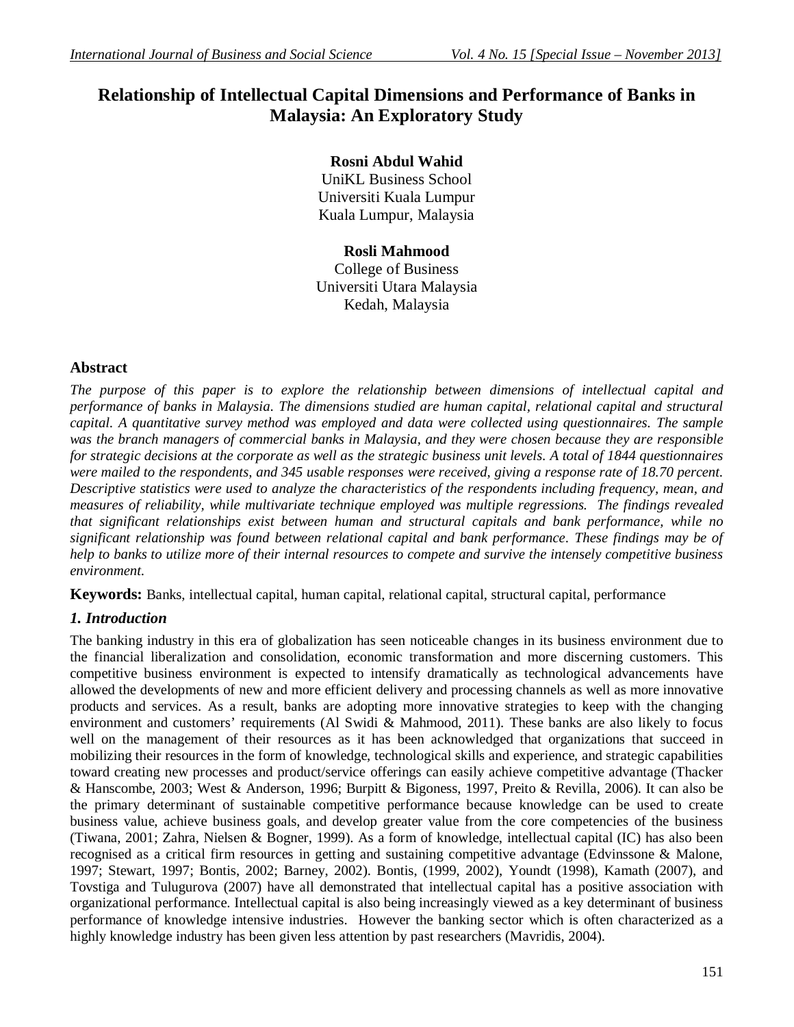# Relationship of Intellectual Capital Dimensions and Performance of Banks in Malaysia: An Exploratory Study

**Rosni Abdul Wahid**
UniKL Business School
Universiti Kuala Lumpur
Kuala Lumpur, Malaysia

**Rosli Mahmood**
College of Business
Universiti Utara Malaysia
Kedah, Malaysia

## Abstract

*The purpose of this paper is to explore the relationship between dimensions of intellectual capital and performance of banks in Malaysia. The dimensions studied are human capital, relational capital and structural capital. A quantitative survey method was employed and data were collected using questionnaires. The sample was the branch managers of commercial banks in Malaysia, and they were chosen because they are responsible for strategic decisions at the corporate as well as the strategic business unit levels. A total of 1844 questionnaires were mailed to the respondents, and 345 usable responses were received, giving a response rate of 18.70 percent. Descriptive statistics were used to analyze the characteristics of the respondents including frequency, mean, and measures of reliability, while multivariate technique employed was multiple regressions. The findings revealed that significant relationships exist between human and structural capitals and bank performance, while no significant relationship was found between relational capital and bank performance. These findings may be of help to banks to utilize more of their internal resources to compete and survive the intensely competitive business environment.*

**Keywords:** Banks, intellectual capital, human capital, relational capital, structural capital, performance

## *1. Introduction*

The banking industry in this era of globalization has seen noticeable changes in its business environment due to the financial liberalization and consolidation, economic transformation and more discerning customers. This competitive business environment is expected to intensify dramatically as technological advancements have allowed the developments of new and more efficient delivery and processing channels as well as more innovative products and services. As a result, banks are adopting more innovative strategies to keep with the changing environment and customers' requirements (Al Swidi & Mahmood, 2011). These banks are also likely to focus well on the management of their resources as it has been acknowledged that organizations that succeed in mobilizing their resources in the form of knowledge, technological skills and experience, and strategic capabilities toward creating new processes and product/service offerings can easily achieve competitive advantage (Thacker & Hanscombe, 2003; West & Anderson, 1996; Burpitt & Bigoness, 1997, Preito & Revilla, 2006). It can also be the primary determinant of sustainable competitive performance because knowledge can be used to create business value, achieve business goals, and develop greater value from the core competencies of the business (Tiwana, 2001; Zahra, Nielsen & Bogner, 1999). As a form of knowledge, intellectual capital (IC) has also been recognised as a critical firm resources in getting and sustaining competitive advantage (Edvinssone & Malone, 1997; Stewart, 1997; Bontis, 2002; Barney, 2002). Bontis, (1999, 2002), Youndt (1998), Kamath (2007), and Tovstiga and Tulugurova (2007) have all demonstrated that intellectual capital has a positive association with organizational performance. Intellectual capital is also being increasingly viewed as a key determinant of business performance of knowledge intensive industries. However the banking sector which is often characterized as a highly knowledge industry has been given less attention by past researchers (Mavridis, 2004).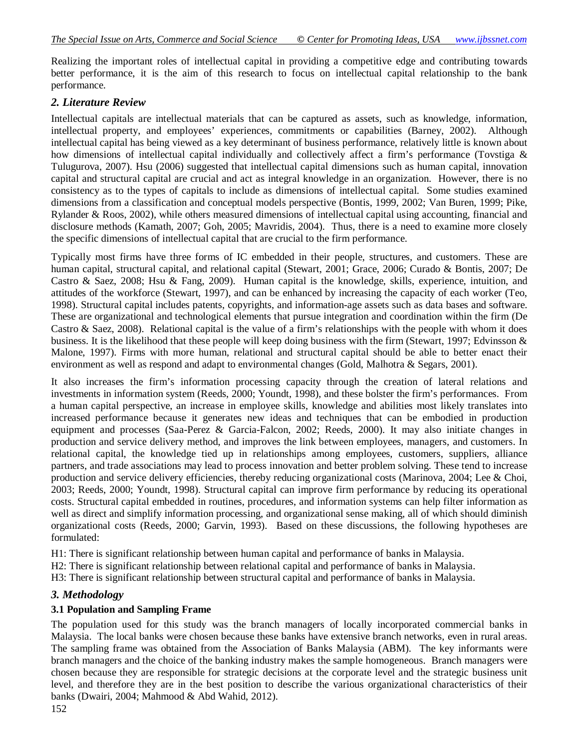Realizing the important roles of intellectual capital in providing a competitive edge and contributing towards better performance, it is the aim of this research to focus on intellectual capital relationship to the bank performance.

## *2. Literature Review*

Intellectual capitals are intellectual materials that can be captured as assets, such as knowledge, information, intellectual property, and employees' experiences, commitments or capabilities (Barney, 2002). Although intellectual capital has being viewed as a key determinant of business performance, relatively little is known about how dimensions of intellectual capital individually and collectively affect a firm's performance (Tovstiga & Tulugurova, 2007). Hsu (2006) suggested that intellectual capital dimensions such as human capital, innovation capital and structural capital are crucial and act as integral knowledge in an organization. However, there is no consistency as to the types of capitals to include as dimensions of intellectual capital. Some studies examined dimensions from a classification and conceptual models perspective (Bontis, 1999, 2002; Van Buren, 1999; Pike, Rylander & Roos, 2002), while others measured dimensions of intellectual capital using accounting, financial and disclosure methods (Kamath, 2007; Goh, 2005; Mavridis, 2004). Thus, there is a need to examine more closely the specific dimensions of intellectual capital that are crucial to the firm performance.

Typically most firms have three forms of IC embedded in their people, structures, and customers. These are human capital, structural capital, and relational capital (Stewart, 2001; Grace, 2006; Curado & Bontis, 2007; De Castro & Saez, 2008; Hsu & Fang, 2009). Human capital is the knowledge, skills, experience, intuition, and attitudes of the workforce (Stewart, 1997), and can be enhanced by increasing the capacity of each worker (Teo, 1998). Structural capital includes patents, copyrights, and information-age assets such as data bases and software. These are organizational and technological elements that pursue integration and coordination within the firm (De Castro & Saez, 2008). Relational capital is the value of a firm's relationships with the people with whom it does business. It is the likelihood that these people will keep doing business with the firm (Stewart, 1997; Edvinsson & Malone, 1997). Firms with more human, relational and structural capital should be able to better enact their environment as well as respond and adapt to environmental changes (Gold, Malhotra & Segars, 2001).

It also increases the firm's information processing capacity through the creation of lateral relations and investments in information system (Reeds, 2000; Youndt, 1998), and these bolster the firm's performances. From a human capital perspective, an increase in employee skills, knowledge and abilities most likely translates into increased performance because it generates new ideas and techniques that can be embodied in production equipment and processes (Saa-Perez & Garcia-Falcon, 2002; Reeds, 2000). It may also initiate changes in production and service delivery method, and improves the link between employees, managers, and customers. In relational capital, the knowledge tied up in relationships among employees, customers, suppliers, alliance partners, and trade associations may lead to process innovation and better problem solving. These tend to increase production and service delivery efficiencies, thereby reducing organizational costs (Marinova, 2004; Lee & Choi, 2003; Reeds, 2000; Youndt, 1998). Structural capital can improve firm performance by reducing its operational costs. Structural capital embedded in routines, procedures, and information systems can help filter information as well as direct and simplify information processing, and organizational sense making, all of which should diminish organizational costs (Reeds, 2000; Garvin, 1993). Based on these discussions, the following hypotheses are formulated:

H1: There is significant relationship between human capital and performance of banks in Malaysia.

H2: There is significant relationship between relational capital and performance of banks in Malaysia.

H3: There is significant relationship between structural capital and performance of banks in Malaysia.

## *3. Methodology*

### 3.1 Population and Sampling Frame

The population used for this study was the branch managers of locally incorporated commercial banks in Malaysia. The local banks were chosen because these banks have extensive branch networks, even in rural areas. The sampling frame was obtained from the Association of Banks Malaysia (ABM). The key informants were branch managers and the choice of the banking industry makes the sample homogeneous. Branch managers were chosen because they are responsible for strategic decisions at the corporate level and the strategic business unit level, and therefore they are in the best position to describe the various organizational characteristics of their banks (Dwairi, 2004; Mahmood & Abd Wahid, 2012).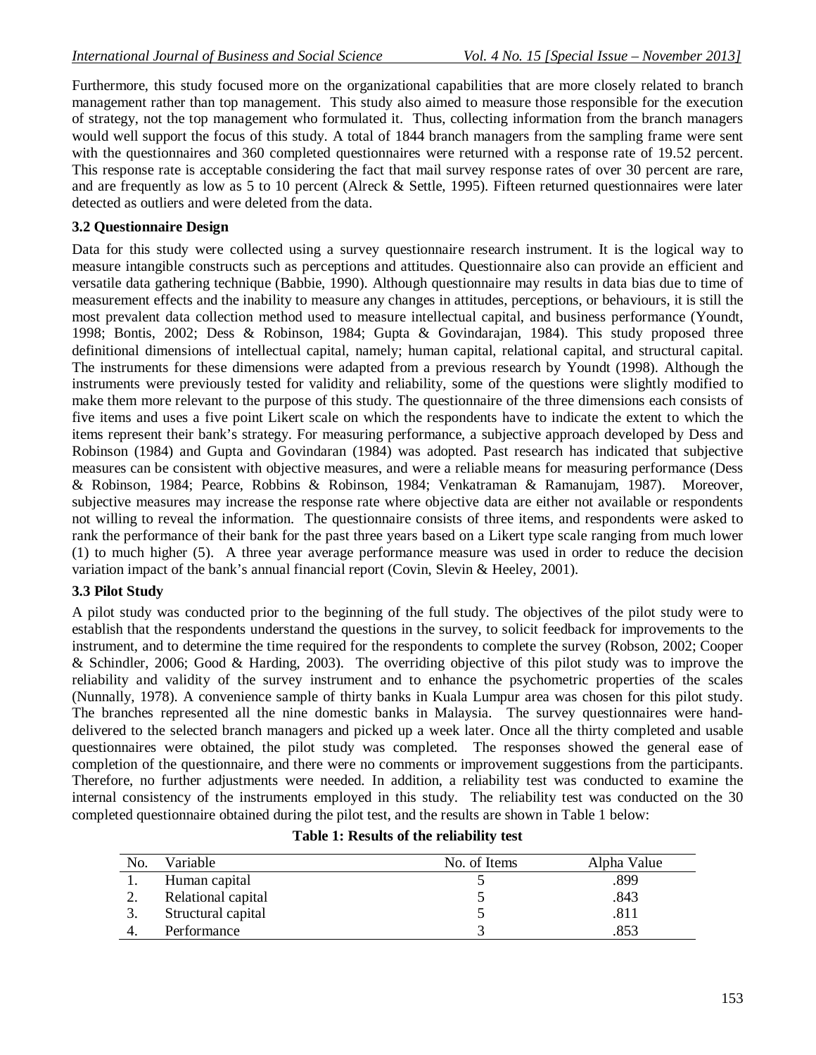Furthermore, this study focused more on the organizational capabilities that are more closely related to branch management rather than top management. This study also aimed to measure those responsible for the execution of strategy, not the top management who formulated it. Thus, collecting information from the branch managers would well support the focus of this study. A total of 1844 branch managers from the sampling frame were sent with the questionnaires and 360 completed questionnaires were returned with a response rate of 19.52 percent. This response rate is acceptable considering the fact that mail survey response rates of over 30 percent are rare, and are frequently as low as 5 to 10 percent (Alreck & Settle, 1995). Fifteen returned questionnaires were later detected as outliers and were deleted from the data.

### 3.2 Questionnaire Design

Data for this study were collected using a survey questionnaire research instrument. It is the logical way to measure intangible constructs such as perceptions and attitudes. Questionnaire also can provide an efficient and versatile data gathering technique (Babbie, 1990). Although questionnaire may results in data bias due to time of measurement effects and the inability to measure any changes in attitudes, perceptions, or behaviours, it is still the most prevalent data collection method used to measure intellectual capital, and business performance (Youndt, 1998; Bontis, 2002; Dess & Robinson, 1984; Gupta & Govindarajan, 1984). This study proposed three definitional dimensions of intellectual capital, namely; human capital, relational capital, and structural capital. The instruments for these dimensions were adapted from a previous research by Youndt (1998). Although the instruments were previously tested for validity and reliability, some of the questions were slightly modified to make them more relevant to the purpose of this study. The questionnaire of the three dimensions each consists of five items and uses a five point Likert scale on which the respondents have to indicate the extent to which the items represent their bank's strategy. For measuring performance, a subjective approach developed by Dess and Robinson (1984) and Gupta and Govindaran (1984) was adopted. Past research has indicated that subjective measures can be consistent with objective measures, and were a reliable means for measuring performance (Dess & Robinson, 1984; Pearce, Robbins & Robinson, 1984; Venkatraman & Ramanujam, 1987). Moreover, subjective measures may increase the response rate where objective data are either not available or respondents not willing to reveal the information. The questionnaire consists of three items, and respondents were asked to rank the performance of their bank for the past three years based on a Likert type scale ranging from much lower (1) to much higher (5). A three year average performance measure was used in order to reduce the decision variation impact of the bank's annual financial report (Covin, Slevin & Heeley, 2001).

### 3.3 Pilot Study

A pilot study was conducted prior to the beginning of the full study. The objectives of the pilot study were to establish that the respondents understand the questions in the survey, to solicit feedback for improvements to the instrument, and to determine the time required for the respondents to complete the survey (Robson, 2002; Cooper & Schindler, 2006; Good & Harding, 2003). The overriding objective of this pilot study was to improve the reliability and validity of the survey instrument and to enhance the psychometric properties of the scales (Nunnally, 1978). A convenience sample of thirty banks in Kuala Lumpur area was chosen for this pilot study. The branches represented all the nine domestic banks in Malaysia. The survey questionnaires were hand-delivered to the selected branch managers and picked up a week later. Once all the thirty completed and usable questionnaires were obtained, the pilot study was completed. The responses showed the general ease of completion of the questionnaire, and there were no comments or improvement suggestions from the participants. Therefore, no further adjustments were needed. In addition, a reliability test was conducted to examine the internal consistency of the instruments employed in this study. The reliability test was conducted on the 30 completed questionnaire obtained during the pilot test, and the results are shown in Table 1 below:

**Table 1: Results of the reliability test**

| No. | Variable | No. of Items | Alpha Value |
|---|---|---|---|
| 1. | Human capital | 5 | .899 |
| 2. | Relational capital | 5 | .843 |
| 3. | Structural capital | 5 | .811 |
| 4. | Performance | 3 | .853 |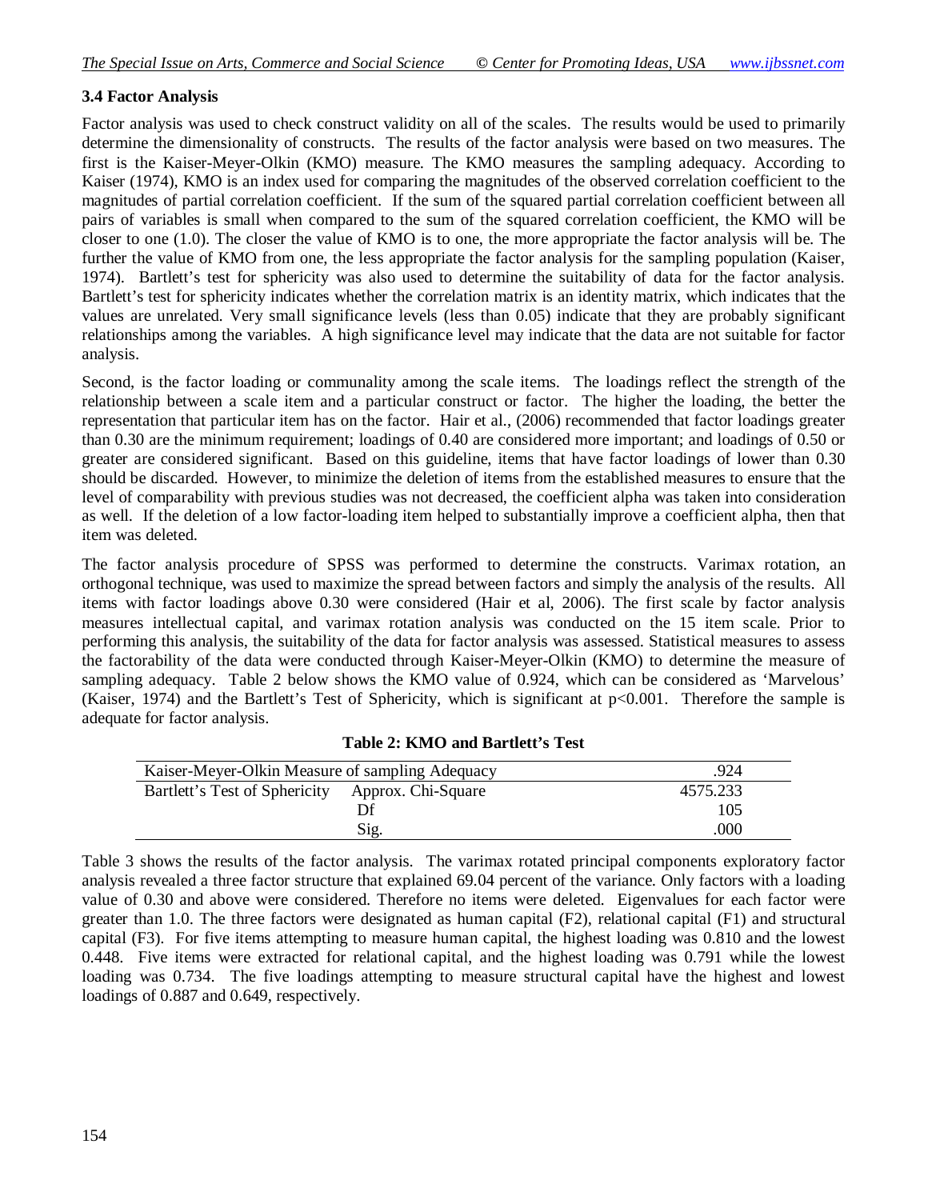### 3.4 Factor Analysis

Factor analysis was used to check construct validity on all of the scales. The results would be used to primarily determine the dimensionality of constructs. The results of the factor analysis were based on two measures. The first is the Kaiser-Meyer-Olkin (KMO) measure. The KMO measures the sampling adequacy. According to Kaiser (1974), KMO is an index used for comparing the magnitudes of the observed correlation coefficient to the magnitudes of partial correlation coefficient. If the sum of the squared partial correlation coefficient between all pairs of variables is small when compared to the sum of the squared correlation coefficient, the KMO will be closer to one (1.0). The closer the value of KMO is to one, the more appropriate the factor analysis will be. The further the value of KMO from one, the less appropriate the factor analysis for the sampling population (Kaiser, 1974). Bartlett's test for sphericity was also used to determine the suitability of data for the factor analysis. Bartlett's test for sphericity indicates whether the correlation matrix is an identity matrix, which indicates that the values are unrelated. Very small significance levels (less than 0.05) indicate that they are probably significant relationships among the variables. A high significance level may indicate that the data are not suitable for factor analysis.

Second, is the factor loading or communality among the scale items. The loadings reflect the strength of the relationship between a scale item and a particular construct or factor. The higher the loading, the better the representation that particular item has on the factor. Hair et al., (2006) recommended that factor loadings greater than 0.30 are the minimum requirement; loadings of 0.40 are considered more important; and loadings of 0.50 or greater are considered significant. Based on this guideline, items that have factor loadings of lower than 0.30 should be discarded. However, to minimize the deletion of items from the established measures to ensure that the level of comparability with previous studies was not decreased, the coefficient alpha was taken into consideration as well. If the deletion of a low factor-loading item helped to substantially improve a coefficient alpha, then that item was deleted.

The factor analysis procedure of SPSS was performed to determine the constructs. Varimax rotation, an orthogonal technique, was used to maximize the spread between factors and simply the analysis of the results. All items with factor loadings above 0.30 were considered (Hair et al, 2006). The first scale by factor analysis measures intellectual capital, and varimax rotation analysis was conducted on the 15 item scale. Prior to performing this analysis, the suitability of the data for factor analysis was assessed. Statistical measures to assess the factorability of the data were conducted through Kaiser-Meyer-Olkin (KMO) to determine the measure of sampling adequacy. Table 2 below shows the KMO value of 0.924, which can be considered as 'Marvelous' (Kaiser, 1974) and the Bartlett's Test of Sphericity, which is significant at $p<0.001$. Therefore the sample is adequate for factor analysis.

**Table 2: KMO and Bartlett's Test**

| Kaiser-Meyer-Olkin Measure of sampling Adequacy | | .924 |
|---|---|---|
| Bartlett's Test of Sphericity | Approx. Chi-Square | 4575.233 |
| | Df | 105 |
| | Sig. | .000 |

Table 3 shows the results of the factor analysis. The varimax rotated principal components exploratory factor analysis revealed a three factor structure that explained 69.04 percent of the variance. Only factors with a loading value of 0.30 and above were considered. Therefore no items were deleted. Eigenvalues for each factor were greater than 1.0. The three factors were designated as human capital (F2), relational capital (F1) and structural capital (F3). For five items attempting to measure human capital, the highest loading was 0.810 and the lowest 0.448. Five items were extracted for relational capital, and the highest loading was 0.791 while the lowest loading was 0.734. The five loadings attempting to measure structural capital have the highest and lowest loadings of 0.887 and 0.649, respectively.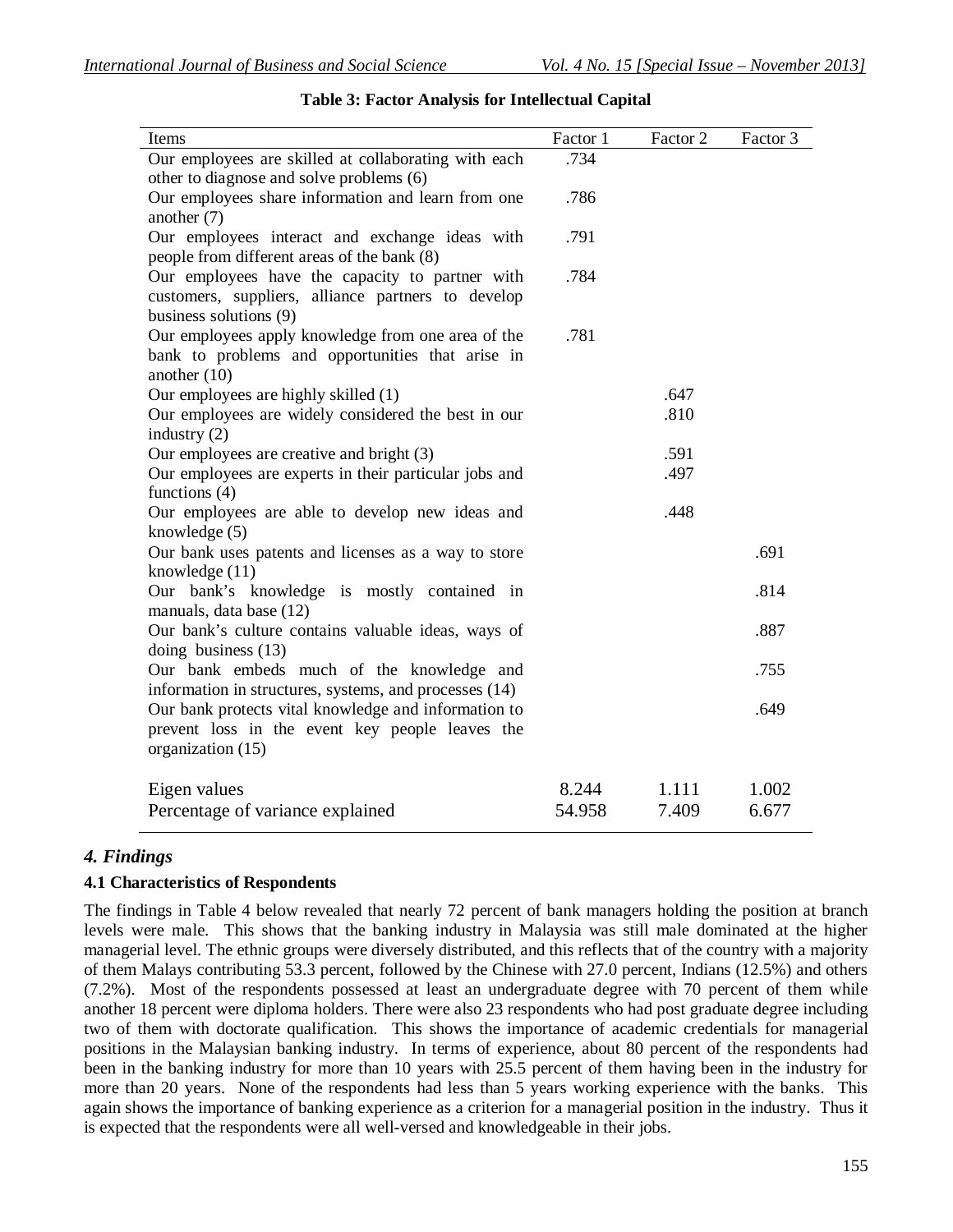**Table 3: Factor Analysis for Intellectual Capital**

| Items | Factor 1 | Factor 2 | Factor 3 |
|---|---|---|---|
| Our employees are skilled at collaborating with each other to diagnose and solve problems (6) | .734 | | |
| Our employees share information and learn from one another (7) | .786 | | |
| Our employees interact and exchange ideas with people from different areas of the bank (8) | .791 | | |
| Our employees have the capacity to partner with customers, suppliers, alliance partners to develop business solutions (9) | .784 | | |
| Our employees apply knowledge from one area of the bank to problems and opportunities that arise in another (10) | .781 | | |
| Our employees are highly skilled (1) | | .647 | |
| Our employees are widely considered the best in our industry (2) | | .810 | |
| Our employees are creative and bright (3) | | .591 | |
| Our employees are experts in their particular jobs and functions (4) | | .497 | |
| Our employees are able to develop new ideas and knowledge (5) | | .448 | |
| Our bank uses patents and licenses as a way to store knowledge (11) | | | .691 |
| Our bank's knowledge is mostly contained in manuals, data base (12) | | | .814 |
| Our bank's culture contains valuable ideas, ways of doing business (13) | | | .887 |
| Our bank embeds much of the knowledge and information in structures, systems, and processes (14) | | | .755 |
| Our bank protects vital knowledge and information to prevent loss in the event key people leaves the organization (15) | | | .649 |
| Eigen values | 8.244 | 1.111 | 1.002 |
| Percentage of variance explained | 54.958 | 7.409 | 6.677 |

## *4. Findings*

### 4.1 Characteristics of Respondents

The findings in Table 4 below revealed that nearly 72 percent of bank managers holding the position at branch levels were male. This shows that the banking industry in Malaysia was still male dominated at the higher managerial level. The ethnic groups were diversely distributed, and this reflects that of the country with a majority of them Malays contributing 53.3 percent, followed by the Chinese with 27.0 percent, Indians (12.5%) and others (7.2%). Most of the respondents possessed at least an undergraduate degree with 70 percent of them while another 18 percent were diploma holders. There were also 23 respondents who had post graduate degree including two of them with doctorate qualification. This shows the importance of academic credentials for managerial positions in the Malaysian banking industry. In terms of experience, about 80 percent of the respondents had been in the banking industry for more than 10 years with 25.5 percent of them having been in the industry for more than 20 years. None of the respondents had less than 5 years working experience with the banks. This again shows the importance of banking experience as a criterion for a managerial position in the industry. Thus it is expected that the respondents were all well-versed and knowledgeable in their jobs.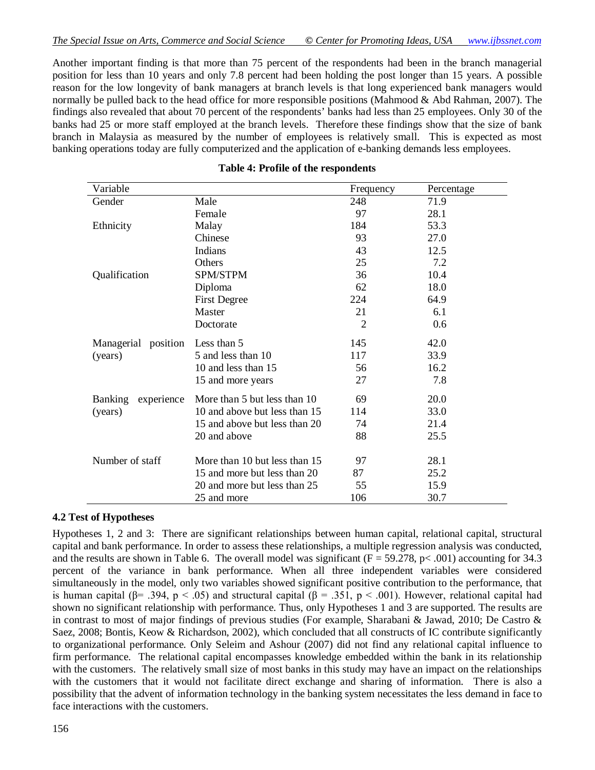Another important finding is that more than 75 percent of the respondents had been in the branch managerial position for less than 10 years and only 7.8 percent had been holding the post longer than 15 years. A possible reason for the low longevity of bank managers at branch levels is that long experienced bank managers would normally be pulled back to the head office for more responsible positions (Mahmood & Abd Rahman, 2007). The findings also revealed that about 70 percent of the respondents' banks had less than 25 employees. Only 30 of the banks had 25 or more staff employed at the branch levels. Therefore these findings show that the size of bank branch in Malaysia as measured by the number of employees is relatively small. This is expected as most banking operations today are fully computerized and the application of e-banking demands less employees.

**Table 4: Profile of the respondents**

| Variable | | Frequency | Percentage |
|---|---|---|---|
| Gender | Male | 248 | 71.9 |
| | Female | 97 | 28.1 |
| Ethnicity | Malay | 184 | 53.3 |
| | Chinese | 93 | 27.0 |
| | Indians | 43 | 12.5 |
| | Others | 25 | 7.2 |
| Qualification | SPM/STPM | 36 | 10.4 |
| | Diploma | 62 | 18.0 |
| | First Degree | 224 | 64.9 |
| | Master | 21 | 6.1 |
| | Doctorate | 2 | 0.6 |
| Managerial position (years) | Less than 5 | 145 | 42.0 |
| | 5 and less than 10 | 117 | 33.9 |
| | 10 and less than 15 | 56 | 16.2 |
| | 15 and more years | 27 | 7.8 |
| Banking experience (years) | More than 5 but less than 10 | 69 | 20.0 |
| | 10 and above but less than 15 | 114 | 33.0 |
| | 15 and above but less than 20 | 74 | 21.4 |
| | 20 and above | 88 | 25.5 |
| Number of staff | More than 10 but less than 15 | 97 | 28.1 |
| | 15 and more but less than 20 | 87 | 25.2 |
| | 20 and more but less than 25 | 55 | 15.9 |
| | 25 and more | 106 | 30.7 |

### 4.2 Test of Hypotheses

Hypotheses 1, 2 and 3: There are significant relationships between human capital, relational capital, structural capital and bank performance. In order to assess these relationships, a multiple regression analysis was conducted, and the results are shown in Table 6. The overall model was significant ($F = 59.278$, $p < .001$) accounting for 34.3 percent of the variance in bank performance. When all three independent variables were considered simultaneously in the model, only two variables showed significant positive contribution to the performance, that is human capital ($\beta = .394$, $p < .05$) and structural capital ($\beta = .351$, $p < .001$). However, relational capital had shown no significant relationship with performance. Thus, only Hypotheses 1 and 3 are supported. The results are in contrast to most of major findings of previous studies (For example, Sharabani & Jawad, 2010; De Castro & Saez, 2008; Bontis, Keow & Richardson, 2002), which concluded that all constructs of IC contribute significantly to organizational performance. Only Seleim and Ashour (2007) did not find any relational capital influence to firm performance. The relational capital encompasses knowledge embedded within the bank in its relationship with the customers. The relatively small size of most banks in this study may have an impact on the relationships with the customers that it would not facilitate direct exchange and sharing of information. There is also a possibility that the advent of information technology in the banking system necessitates the less demand in face to face interactions with the customers.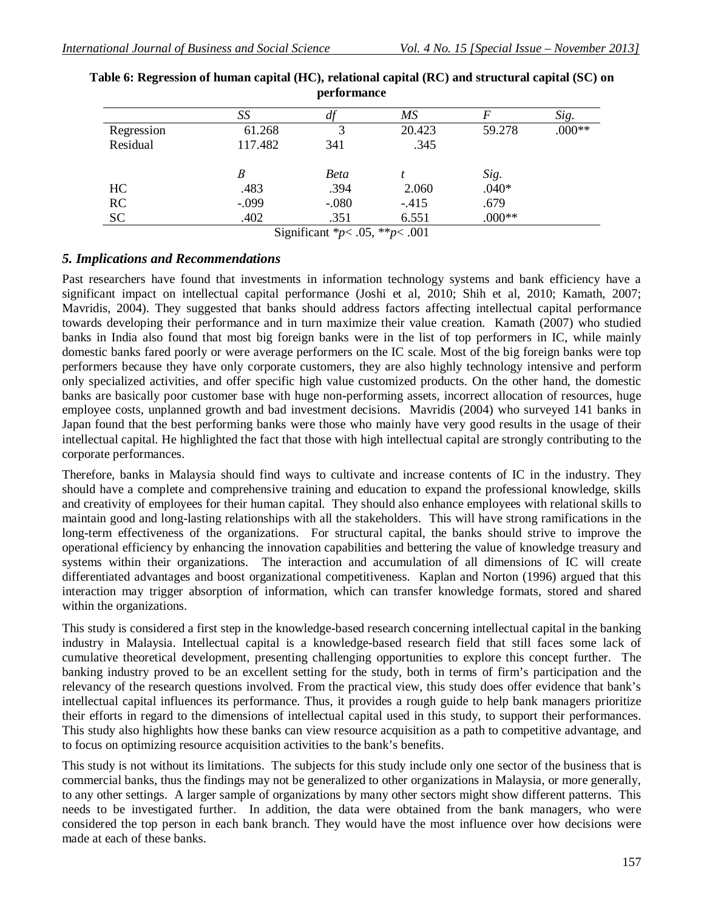**Table 6: Regression of human capital (HC), relational capital (RC) and structural capital (SC) on performance**

| | *SS* | *df* | *MS* | *F* | *Sig.* |
|---|---|---|---|---|---|
| Regression | 61.268 | 3 | 20.423 | 59.278 | .000** |
| Residual | 117.482 | 341 | .345 | | |
| | *B* | *Beta* | *t* | *Sig.* | |
| HC | .483 | .394 | 2.060 | .040* | |
| RC | -.099 | -.080 | -.415 | .679 | |
| SC | .402 | .351 | 6.551 | .000** | |

Significant *$p < .05$, **$p < .001$

### *5. Implications and Recommendations*

Past researchers have found that investments in information technology systems and bank efficiency have a significant impact on intellectual capital performance (Joshi et al, 2010; Shih et al, 2010; Kamath, 2007; Mavridis, 2004). They suggested that banks should address factors affecting intellectual capital performance towards developing their performance and in turn maximize their value creation. Kamath (2007) who studied banks in India also found that most big foreign banks were in the list of top performers in IC, while mainly domestic banks fared poorly or were average performers on the IC scale. Most of the big foreign banks were top performers because they have only corporate customers, they are also highly technology intensive and perform only specialized activities, and offer specific high value customized products. On the other hand, the domestic banks are basically poor customer base with huge non-performing assets, incorrect allocation of resources, huge employee costs, unplanned growth and bad investment decisions. Mavridis (2004) who surveyed 141 banks in Japan found that the best performing banks were those who mainly have very good results in the usage of their intellectual capital. He highlighted the fact that those with high intellectual capital are strongly contributing to the corporate performances.

Therefore, banks in Malaysia should find ways to cultivate and increase contents of IC in the industry. They should have a complete and comprehensive training and education to expand the professional knowledge, skills and creativity of employees for their human capital. They should also enhance employees with relational skills to maintain good and long-lasting relationships with all the stakeholders. This will have strong ramifications in the long-term effectiveness of the organizations. For structural capital, the banks should strive to improve the operational efficiency by enhancing the innovation capabilities and bettering the value of knowledge treasury and systems within their organizations. The interaction and accumulation of all dimensions of IC will create differentiated advantages and boost organizational competitiveness. Kaplan and Norton (1996) argued that this interaction may trigger absorption of information, which can transfer knowledge formats, stored and shared within the organizations.

This study is considered a first step in the knowledge-based research concerning intellectual capital in the banking industry in Malaysia. Intellectual capital is a knowledge-based research field that still faces some lack of cumulative theoretical development, presenting challenging opportunities to explore this concept further. The banking industry proved to be an excellent setting for the study, both in terms of firm's participation and the relevancy of the research questions involved. From the practical view, this study does offer evidence that bank's intellectual capital influences its performance. Thus, it provides a rough guide to help bank managers prioritize their efforts in regard to the dimensions of intellectual capital used in this study, to support their performances. This study also highlights how these banks can view resource acquisition as a path to competitive advantage, and to focus on optimizing resource acquisition activities to the bank's benefits.

This study is not without its limitations. The subjects for this study include only one sector of the business that is commercial banks, thus the findings may not be generalized to other organizations in Malaysia, or more generally, to any other settings. A larger sample of organizations by many other sectors might show different patterns. This needs to be investigated further. In addition, the data were obtained from the bank managers, who were considered the top person in each bank branch. They would have the most influence over how decisions were made at each of these banks.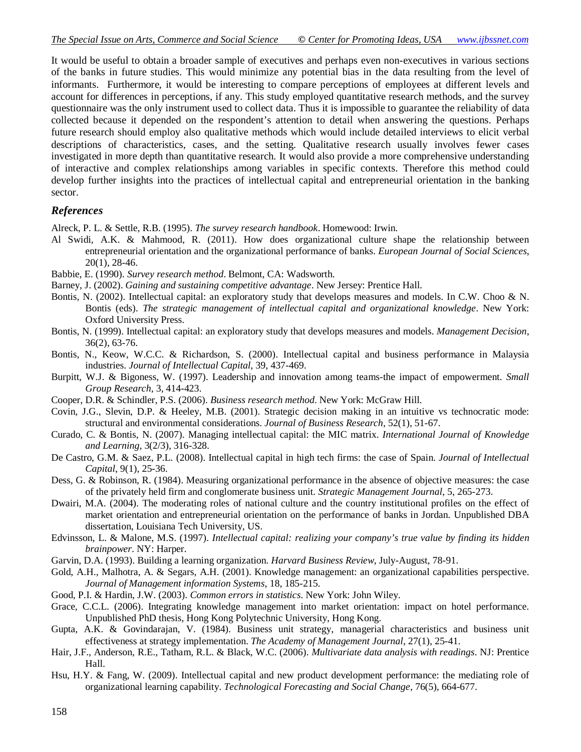It would be useful to obtain a broader sample of executives and perhaps even non-executives in various sections of the banks in future studies. This would minimize any potential bias in the data resulting from the level of informants. Furthermore, it would be interesting to compare perceptions of employees at different levels and account for differences in perceptions, if any. This study employed quantitative research methods, and the survey questionnaire was the only instrument used to collect data. Thus it is impossible to guarantee the reliability of data collected because it depended on the respondent's attention to detail when answering the questions. Perhaps future research should employ also qualitative methods which would include detailed interviews to elicit verbal descriptions of characteristics, cases, and the setting. Qualitative research usually involves fewer cases investigated in more depth than quantitative research. It would also provide a more comprehensive understanding of interactive and complex relationships among variables in specific contexts. Therefore this method could develop further insights into the practices of intellectual capital and entrepreneurial orientation in the banking sector.

## References

Alreck, P. L. & Settle, R.B. (1995). *The survey research handbook*. Homewood: Irwin.

Al Swidi, A.K. & Mahmood, R. (2011). How does organizational culture shape the relationship between entrepreneurial orientation and the organizational performance of banks. *European Journal of Social Sciences*, 20(1), 28-46.

Babbie, E. (1990). *Survey research method*. Belmont, CA: Wadsworth.

Barney, J. (2002). *Gaining and sustaining competitive advantage*. New Jersey: Prentice Hall.

Bontis, N. (2002). Intellectual capital: an exploratory study that develops measures and models. In C.W. Choo & N. Bontis (eds). *The strategic management of intellectual capital and organizational knowledge*. New York: Oxford University Press.

Bontis, N. (1999). Intellectual capital: an exploratory study that develops measures and models. *Management Decision*, 36(2), 63-76.

Bontis, N., Keow, W.C.C. & Richardson, S. (2000). Intellectual capital and business performance in Malaysia industries. *Journal of Intellectual Capital*, 39, 437-469.

Burpitt, W.J. & Bigoness, W. (1997). Leadership and innovation among teams-the impact of empowerment. *Small Group Research*, 3, 414-423.

Cooper, D.R. & Schindler, P.S. (2006). *Business research method*. New York: McGraw Hill.

Covin, J.G., Slevin, D.P. & Heeley, M.B. (2001). Strategic decision making in an intuitive vs technocratic mode: structural and environmental considerations. *Journal of Business Research*, 52(1), 51-67.

Curado, C. & Bontis, N. (2007). Managing intellectual capital: the MIC matrix. *International Journal of Knowledge and Learning*, 3(2/3), 316-328.

De Castro, G.M. & Saez, P.L. (2008). Intellectual capital in high tech firms: the case of Spain. *Journal of Intellectual Capital*, 9(1), 25-36.

Dess, G. & Robinson, R. (1984). Measuring organizational performance in the absence of objective measures: the case of the privately held firm and conglomerate business unit. *Strategic Management Journal*, 5, 265-273.

Dwairi, M.A. (2004). The moderating roles of national culture and the country institutional profiles on the effect of market orientation and entrepreneurial orientation on the performance of banks in Jordan. Unpublished DBA dissertation, Louisiana Tech University, US.

Edvinsson, L. & Malone, M.S. (1997). *Intellectual capital: realizing your company's true value by finding its hidden brainpower*. NY: Harper.

Garvin, D.A. (1993). Building a learning organization. *Harvard Business Review*, July-August, 78-91.

Gold, A.H., Malhotra, A. & Segars, A.H. (2001). Knowledge management: an organizational capabilities perspective. *Journal of Management information Systems*, 18, 185-215.

Good, P.I. & Hardin, J.W. (2003). *Common errors in statistics*. New York: John Wiley.

Grace, C.C.L. (2006). Integrating knowledge management into market orientation: impact on hotel performance. Unpublished PhD thesis, Hong Kong Polytechnic University, Hong Kong.

Gupta, A.K. & Govindarajan, V. (1984). Business unit strategy, managerial characteristics and business unit effectiveness at strategy implementation. *The Academy of Management Journal*, 27(1), 25-41.

Hair, J.F., Anderson, R.E., Tatham, R.L. & Black, W.C. (2006). *Multivariate data analysis with readings*. NJ: Prentice Hall.

Hsu, H.Y. & Fang, W. (2009). Intellectual capital and new product development performance: the mediating role of organizational learning capability. *Technological Forecasting and Social Change*, 76(5), 664-677.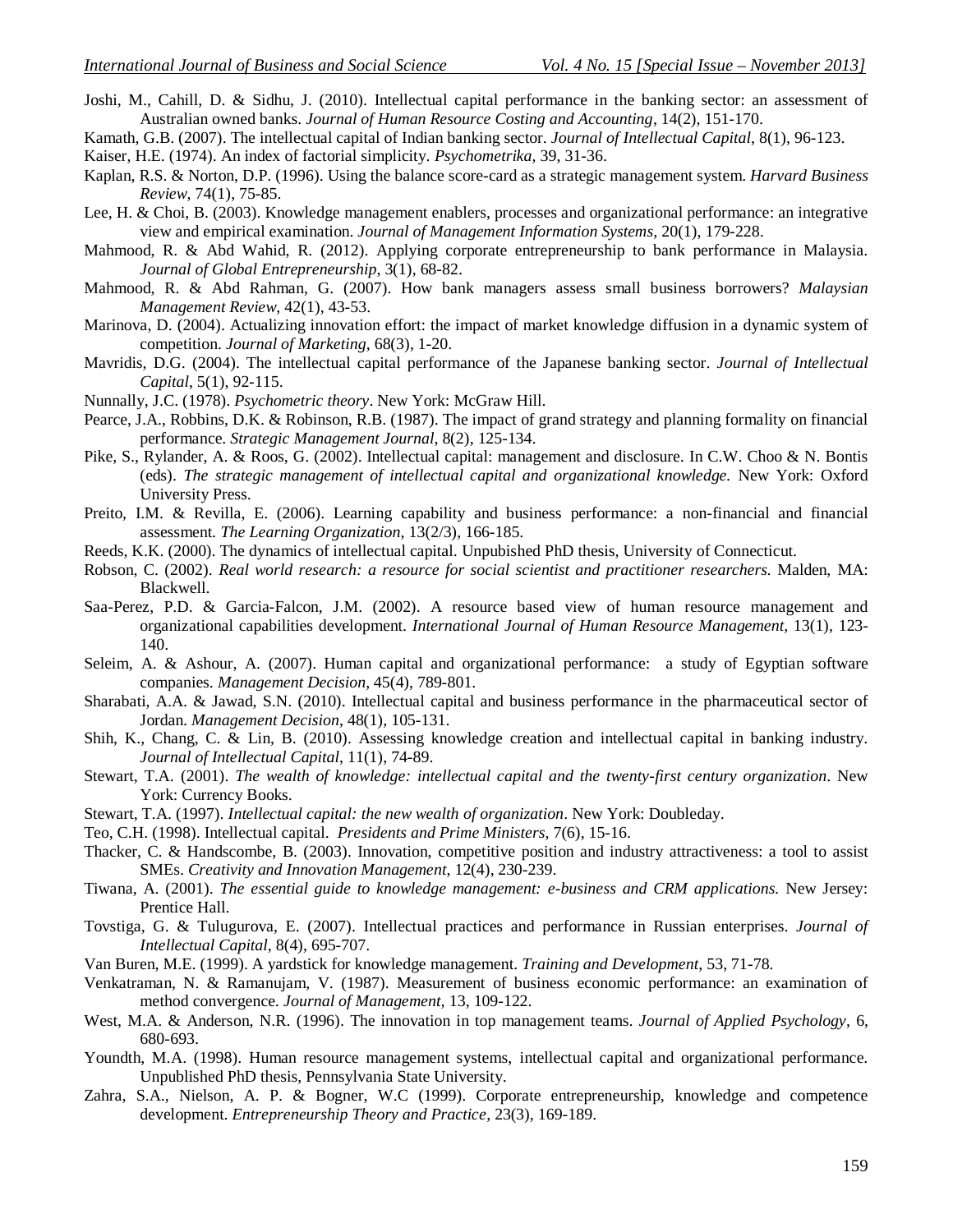Joshi, M., Cahill, D. & Sidhu, J. (2010). Intellectual capital performance in the banking sector: an assessment of Australian owned banks. *Journal of Human Resource Costing and Accounting*, 14(2), 151-170.

Kamath, G.B. (2007). The intellectual capital of Indian banking sector. *Journal of Intellectual Capital*, 8(1), 96-123.

Kaiser, H.E. (1974). An index of factorial simplicity. *Psychometrika*, 39, 31-36.

Kaplan, R.S. & Norton, D.P. (1996). Using the balance score-card as a strategic management system. *Harvard Business Review*, 74(1), 75-85.

Lee, H. & Choi, B. (2003). Knowledge management enablers, processes and organizational performance: an integrative view and empirical examination. *Journal of Management Information Systems*, 20(1), 179-228.

Mahmood, R. & Abd Wahid, R. (2012). Applying corporate entrepreneurship to bank performance in Malaysia. *Journal of Global Entrepreneurship*, 3(1), 68-82.

Mahmood, R. & Abd Rahman, G. (2007). How bank managers assess small business borrowers? *Malaysian Management Review*, 42(1), 43-53.

Marinova, D. (2004). Actualizing innovation effort: the impact of market knowledge diffusion in a dynamic system of competition. *Journal of Marketing*, 68(3), 1-20.

Mavridis, D.G. (2004). The intellectual capital performance of the Japanese banking sector. *Journal of Intellectual Capital*, 5(1), 92-115.

Nunnally, J.C. (1978). *Psychometric theory*. New York: McGraw Hill.

Pearce, J.A., Robbins, D.K. & Robinson, R.B. (1987). The impact of grand strategy and planning formality on financial performance. *Strategic Management Journal*, 8(2), 125-134.

Pike, S., Rylander, A. & Roos, G. (2002). Intellectual capital: management and disclosure. In C.W. Choo & N. Bontis (eds). *The strategic management of intellectual capital and organizational knowledge.* New York: Oxford University Press.

Preito, I.M. & Revilla, E. (2006). Learning capability and business performance: a non-financial and financial assessment. *The Learning Organization*, 13(2/3), 166-185.

Reeds, K.K. (2000). The dynamics of intellectual capital. Unpubished PhD thesis, University of Connecticut.

Robson, C. (2002). *Real world research: a resource for social scientist and practitioner researchers.* Malden, MA: Blackwell.

Saa-Perez, P.D. & Garcia-Falcon, J.M. (2002). A resource based view of human resource management and organizational capabilities development. *International Journal of Human Resource Management,* 13(1), 123-140.

Seleim, A. & Ashour, A. (2007). Human capital and organizational performance: a study of Egyptian software companies. *Management Decision*, 45(4), 789-801.

Sharabati, A.A. & Jawad, S.N. (2010). Intellectual capital and business performance in the pharmaceutical sector of Jordan. *Management Decision*, 48(1), 105-131.

Shih, K., Chang, C. & Lin, B. (2010). Assessing knowledge creation and intellectual capital in banking industry. *Journal of Intellectual Capital*, 11(1), 74-89.

Stewart, T.A. (2001). *The wealth of knowledge: intellectual capital and the twenty-first century organization*. New York: Currency Books.

Stewart, T.A. (1997). *Intellectual capital: the new wealth of organization*. New York: Doubleday.

Teo, C.H. (1998). Intellectual capital. *Presidents and Prime Ministers*, 7(6), 15-16.

Thacker, C. & Handscombe, B. (2003). Innovation, competitive position and industry attractiveness: a tool to assist SMEs. *Creativity and Innovation Management*, 12(4), 230-239.

Tiwana, A. (2001). *The essential guide to knowledge management: e-business and CRM applications.* New Jersey: Prentice Hall.

Tovstiga, G. & Tulugurova, E. (2007). Intellectual practices and performance in Russian enterprises. *Journal of Intellectual Capital*, 8(4), 695-707.

Van Buren, M.E. (1999). A yardstick for knowledge management. *Training and Development*, 53, 71-78.

Venkatraman, N. & Ramanujam, V. (1987). Measurement of business economic performance: an examination of method convergence. *Journal of Management,* 13, 109-122.

West, M.A. & Anderson, N.R. (1996). The innovation in top management teams. *Journal of Applied Psychology*, 6, 680-693.

Youndth, M.A. (1998). Human resource management systems, intellectual capital and organizational performance. Unpublished PhD thesis, Pennsylvania State University.

Zahra, S.A., Nielson, A. P. & Bogner, W.C (1999). Corporate entrepreneurship, knowledge and competence development. *Entrepreneurship Theory and Practice*, 23(3), 169-189.